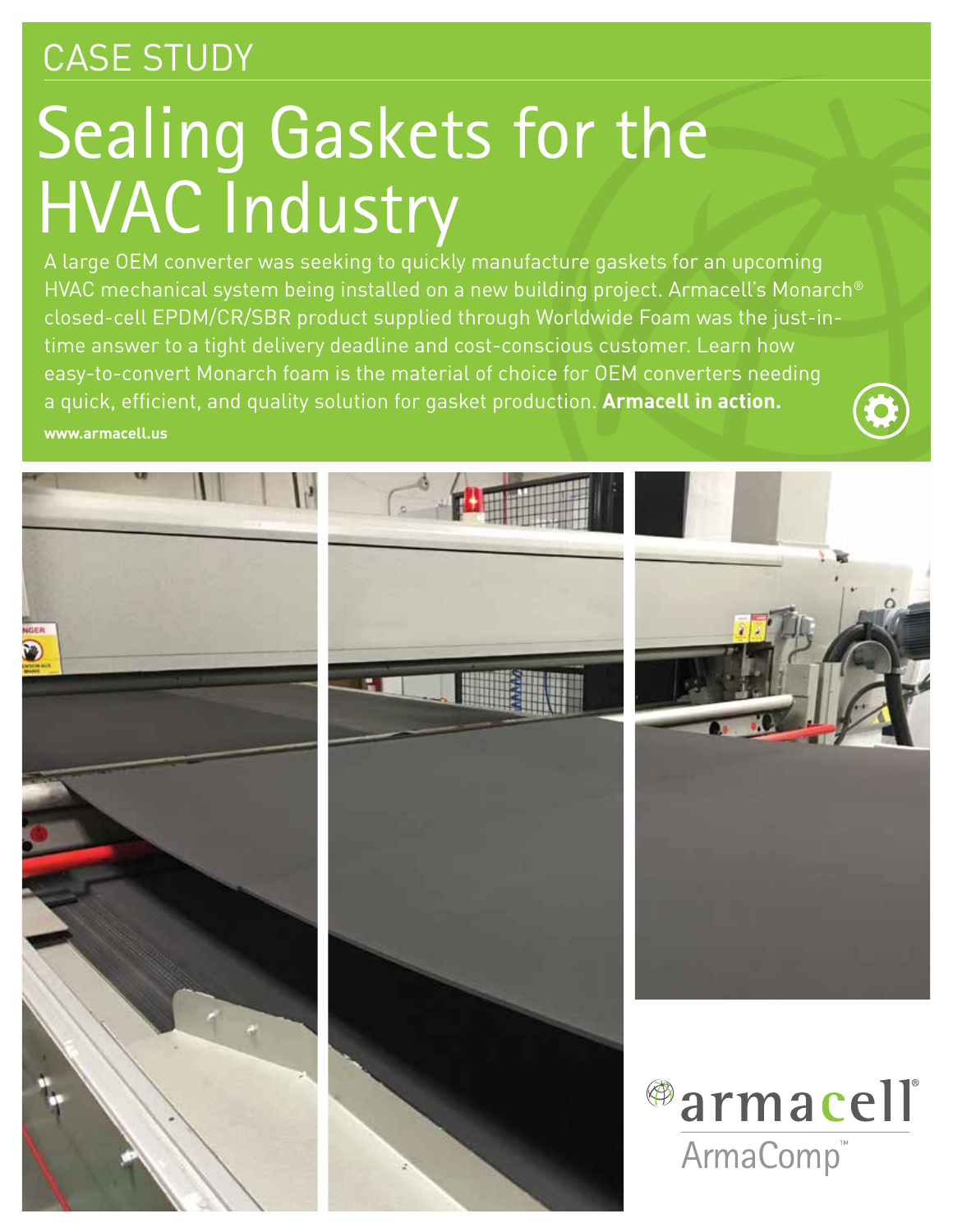CASE STUDY

# Sealing Gaskets for the HVAC Industry

A large OEM converter was seeking to quickly manufacture gaskets for an upcoming HVAC mechanical system being installed on a new building project. Armacell's Monarch® closed-cell EPDM/CR/SBR product supplied through Worldwide Foam was the just-in-time answer to a tight delivery deadline and cost-conscious customer. Learn how easy-to-convert Monarch foam is the material of choice for OEM converters needing a quick, efficient, and quality solution for gasket production. **Armacell in action.**

**www.armacell.us**

armacell® ArmaComp™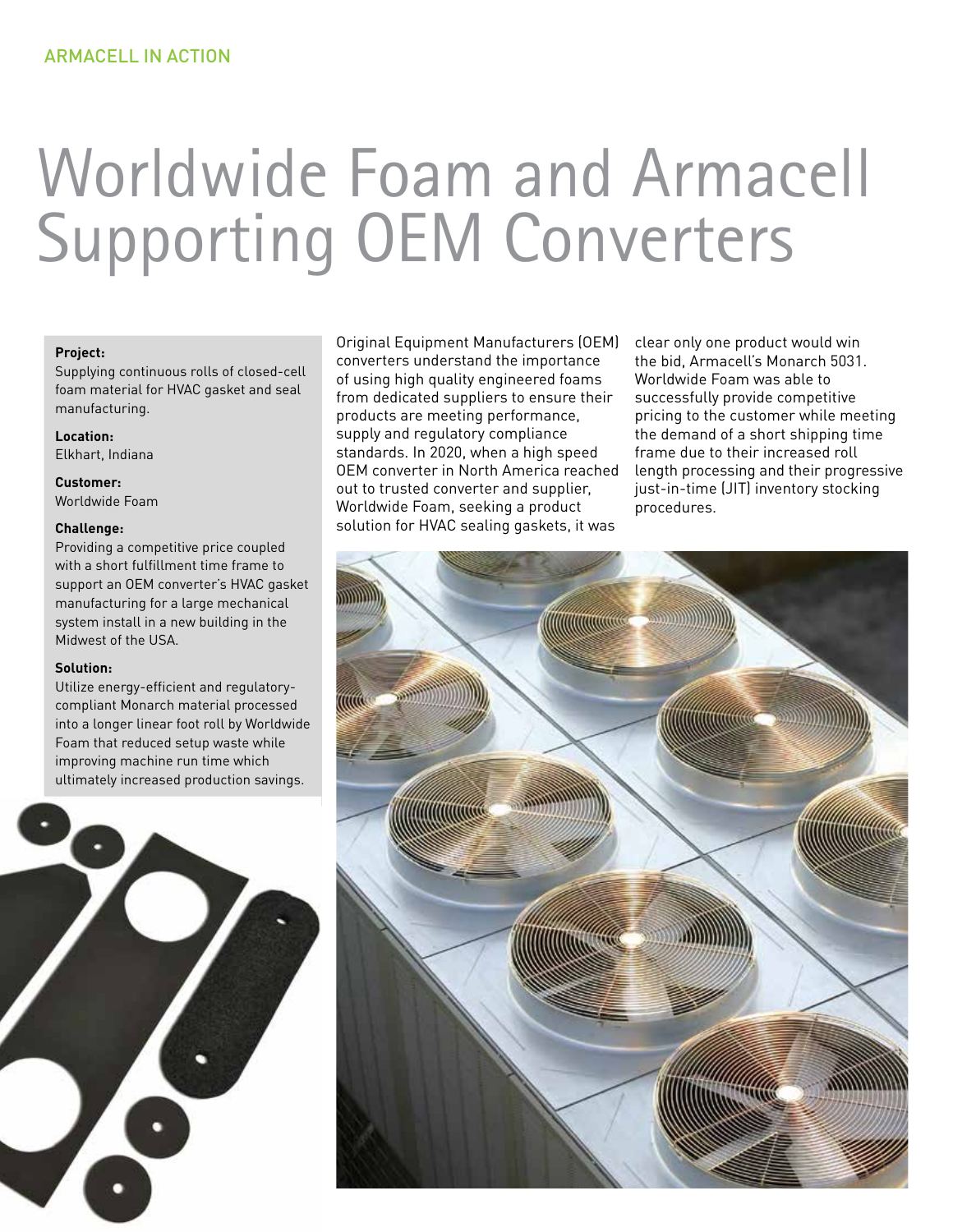ARMACELL IN ACTION

# Worldwide Foam and Armacell Supporting OEM Converters

**Project:**
Supplying continuous rolls of closed-cell foam material for HVAC gasket and seal manufacturing.

**Location:**
Elkhart, Indiana

**Customer:**
Worldwide Foam

**Challenge:**
Providing a competitive price coupled with a short fulfillment time frame to support an OEM converter's HVAC gasket manufacturing for a large mechanical system install in a new building in the Midwest of the USA.

**Solution:**
Utilize energy-efficient and regulatory-compliant Monarch material processed into a longer linear foot roll by Worldwide Foam that reduced setup waste while improving machine run time which ultimately increased production savings.

Original Equipment Manufacturers (OEM) converters understand the importance of using high quality engineered foams from dedicated suppliers to ensure their products are meeting performance, supply and regulatory compliance standards. In 2020, when a high speed OEM converter in North America reached out to trusted converter and supplier, Worldwide Foam, seeking a product solution for HVAC sealing gaskets, it was clear only one product would win the bid, Armacell's Monarch 5031. Worldwide Foam was able to successfully provide competitive pricing to the customer while meeting the demand of a short shipping time frame due to their increased roll length processing and their progressive just-in-time (JIT) inventory stocking procedures.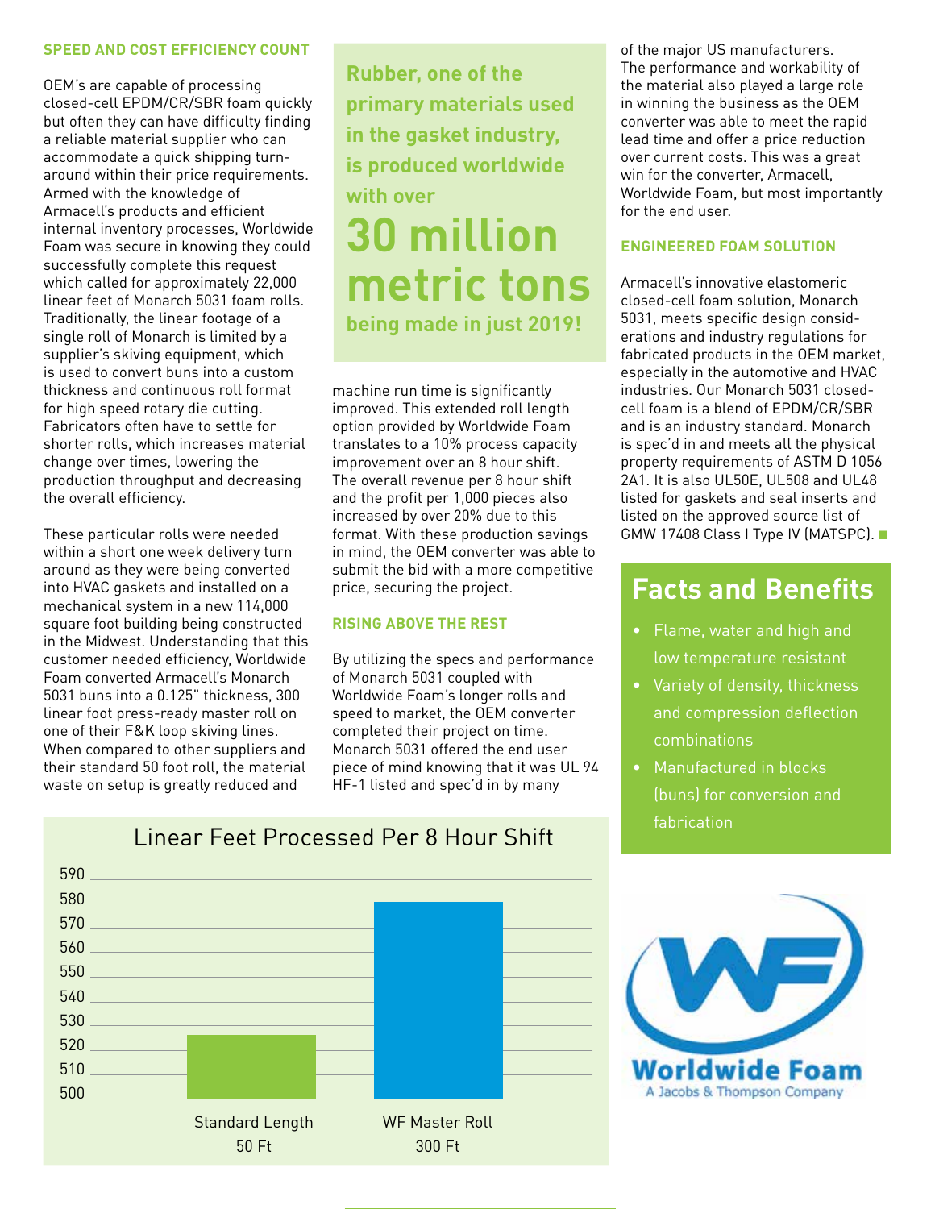## SPEED AND COST EFFICIENCY COUNT

OEM's are capable of processing closed-cell EPDM/CR/SBR foam quickly but often they can have difficulty finding a reliable material supplier who can accommodate a quick shipping turn-around within their price requirements. Armed with the knowledge of Armacell's products and efficient internal inventory processes, Worldwide Foam was secure in knowing they could successfully complete this request which called for approximately 22,000 linear feet of Monarch 5031 foam rolls. Traditionally, the linear footage of a single roll of Monarch is limited by a supplier's skiving equipment, which is used to convert buns into a custom thickness and continuous roll format for high speed rotary die cutting. Fabricators often have to settle for shorter rolls, which increases material change over times, lowering the production throughput and decreasing the overall efficiency.

These particular rolls were needed within a short one week delivery turn around as they were being converted into HVAC gaskets and installed on a mechanical system in a new 114,000 square foot building being constructed in the Midwest. Understanding that this customer needed efficiency, Worldwide Foam converted Armacell's Monarch 5031 buns into a 0.125" thickness, 300 linear foot press-ready master roll on one of their F&K loop skiving lines. When compared to other suppliers and their standard 50 foot roll, the material waste on setup is greatly reduced and machine run time is significantly improved. This extended roll length option provided by Worldwide Foam translates to a 10% process capacity improvement over an 8 hour shift. The overall revenue per 8 hour shift and the profit per 1,000 pieces also increased by over 20% due to this format. With these production savings in mind, the OEM converter was able to submit the bid with a more competitive price, securing the project.

**Rubber, one of the primary materials used in the gasket industry, is produced worldwide with over**

**30 million metric tons**

**being made in just 2019!**

## RISING ABOVE THE REST

By utilizing the specs and performance of Monarch 5031 coupled with Worldwide Foam's longer rolls and speed to market, the OEM converter completed their project on time. Monarch 5031 offered the end user piece of mind knowing that it was UL 94 HF-1 listed and spec'd in by many of the major US manufacturers. The performance and workability of the material also played a large role in winning the business as the OEM converter was able to meet the rapid lead time and offer a price reduction over current costs. This was a great win for the converter, Armacell, Worldwide Foam, but most importantly for the end user.

**Linear Feet Processed Per 8 Hour Shift**

| Roll | Linear Feet Processed (approx.) |
|---|---|
| Standard Length 50 Ft | 526 |
| WF Master Roll 300 Ft | 581 |

## ENGINEERED FOAM SOLUTION

Armacell's innovative elastomeric closed-cell foam solution, Monarch 5031, meets specific design considerations and industry regulations for fabricated products in the OEM market, especially in the automotive and HVAC industries. Our Monarch 5031 closed-cell foam is a blend of EPDM/CR/SBR and is an industry standard. Monarch is spec'd in and meets all the physical property requirements of ASTM D 1056 2A1. It is also UL50E, UL508 and UL48 listed for gaskets and seal inserts and listed on the approved source list of GMW 17408 Class I Type IV (MATSPC).

## Facts and Benefits

- Flame, water and high and low temperature resistant
- Variety of density, thickness and compression deflection combinations
- Manufactured in blocks (buns) for conversion and fabrication

Worldwide Foam
A Jacobs & Thompson Company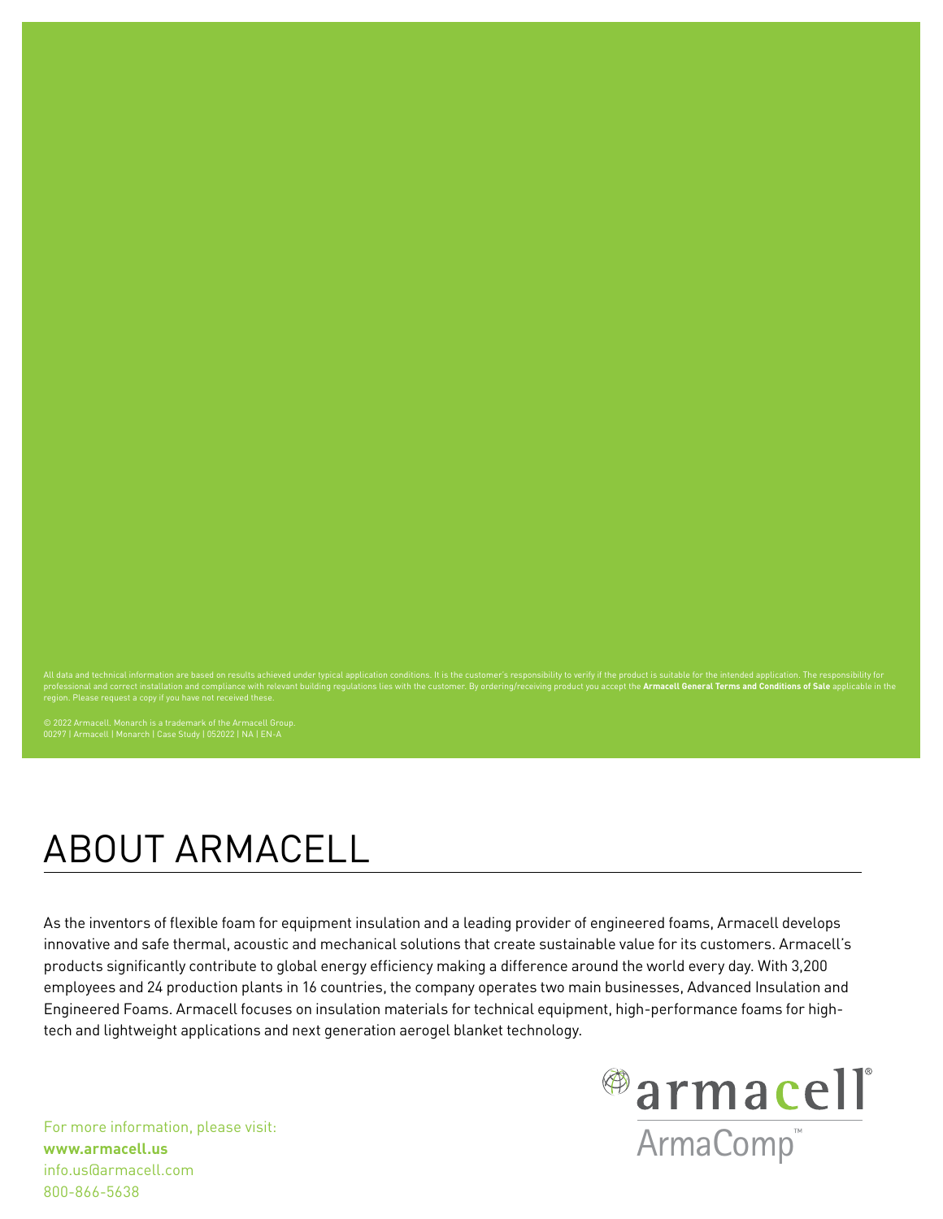All data and technical information are based on results achieved under typical application conditions. It is the customer's responsibility to verify if the product is suitable for the intended application. The responsibility for professional and correct installation and compliance with relevant building regulations lies with the customer. By ordering/receiving product you accept the **Armacell General Terms and Conditions of Sale** applicable in the region. Please request a copy if you have not received these.

© 2022 Armacell. Monarch is a trademark of the Armacell Group.
00297 | Armacell | Monarch | Case Study | 052022 | NA | EN-A

# ABOUT ARMACELL

As the inventors of flexible foam for equipment insulation and a leading provider of engineered foams, Armacell develops innovative and safe thermal, acoustic and mechanical solutions that create sustainable value for its customers. Armacell's products significantly contribute to global energy efficiency making a difference around the world every day. With 3,200 employees and 24 production plants in 16 countries, the company operates two main businesses, Advanced Insulation and Engineered Foams. Armacell focuses on insulation materials for technical equipment, high-performance foams for high-tech and lightweight applications and next generation aerogel blanket technology.

For more information, please visit:
**www.armacell.us**
info.us@armacell.com
800-866-5638

armacell®
ArmaComp™